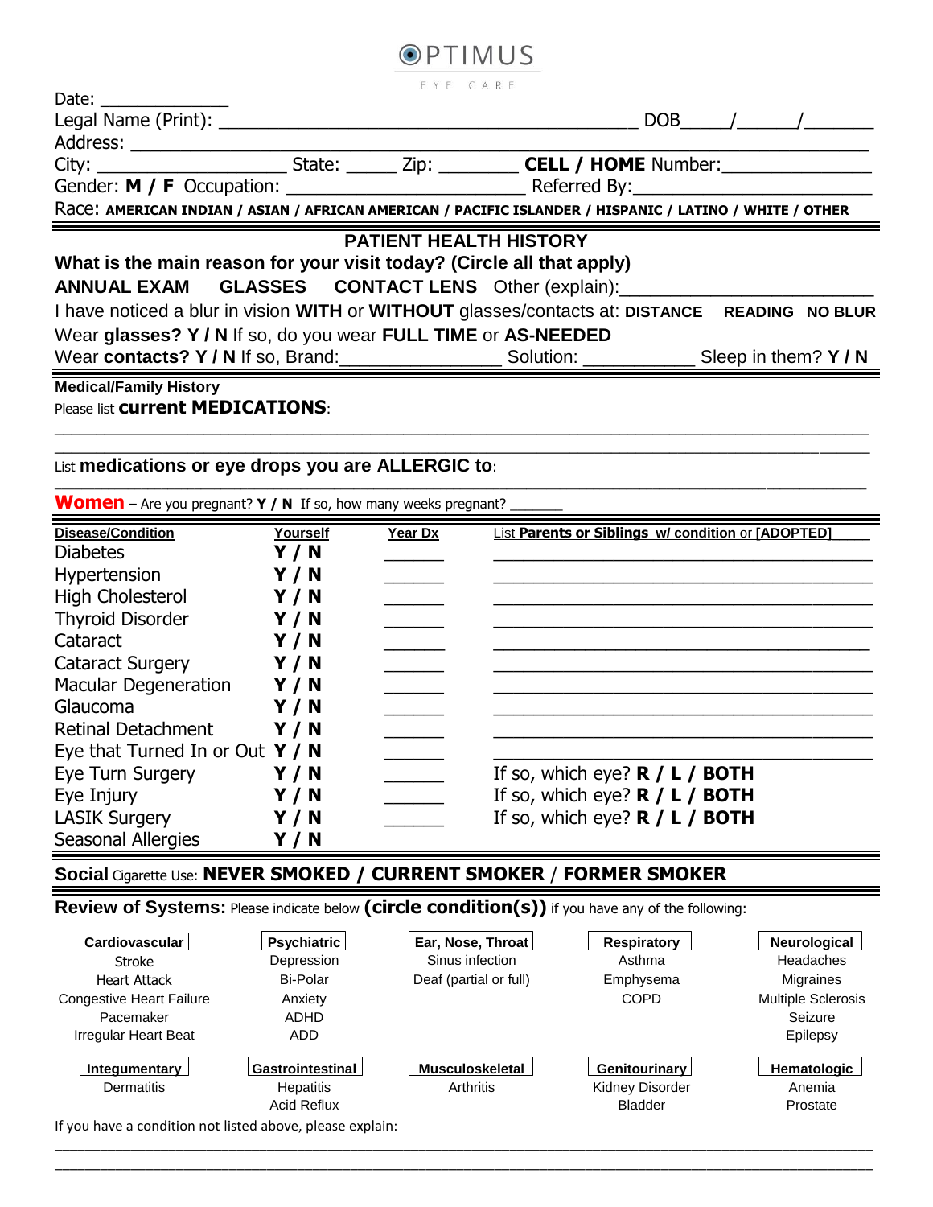# OPTIMUS

EYE CARE

Date: ____________

Legal Name (Print): ________________________________________ DOB_____/______/_______

Address: ____________________________________________________________________________

City: ____________________ State: _____ Zip: ________ **CELL / HOME** Number:______________

Gender: **M / F** Occupation: ______________________ Referred By:______________________

Race: **AMERICAN INDIAN / ASIAN / AFRICAN AMERICAN / PACIFIC ISLANDER / HISPANIC / LATINO / WHITE / OTHER**

## PATIENT HEALTH HISTORY

**What is the main reason for your visit today? (Circle all that apply)**

**ANNUAL EXAM** **GLASSES** **CONTACT LENS** Other (explain):________________________

I have noticed a blur in vision **WITH** or **WITHOUT** glasses/contacts at: **DISTANCE** **READING** **NO BLUR**

Wear **glasses? Y / N** If so, do you wear **FULL TIME** or **AS-NEEDED**

Wear **contacts? Y / N** If so, Brand:_______________ Solution: ___________ Sleep in them? **Y / N**

**Medical/Family History**

Please list **current MEDICATIONS**:

_____________________________________________________________________________________

_____________________________________________________________________________________

List **medications or eye drops you are ALLERGIC to**:

_____________________________________________________________________________________

**Women** – Are you pregnant? **Y / N** If so, how many weeks pregnant? _______

| Disease/Condition | Yourself | Year Dx | List **Parents or Siblings** w/ condition or [ADOPTED] |
|---|---|---|---|
| Diabetes | Y / N | ______ | ________________________________ |
| Hypertension | Y / N | ______ | ________________________________ |
| High Cholesterol | Y / N | ______ | ________________________________ |
| Thyroid Disorder | Y / N | ______ | ________________________________ |
| Cataract | Y / N | ______ | ________________________________ |
| Cataract Surgery | Y / N | ______ | ________________________________ |
| Macular Degeneration | Y / N | ______ | ________________________________ |
| Glaucoma | Y / N | ______ | ________________________________ |
| Retinal Detachment | Y / N | ______ | ________________________________ |
| Eye that Turned In or Out | Y / N | ______ | ________________________________ |
| Eye Turn Surgery | Y / N | ______ | If so, which eye? **R / L / BOTH** |
| Eye Injury | Y / N | ______ | If so, which eye? **R / L / BOTH** |
| LASIK Surgery | Y / N | ______ | If so, which eye? **R / L / BOTH** |
| Seasonal Allergies | Y / N | | |

**Social** Cigarette Use: **NEVER SMOKED / CURRENT SMOKER / FORMER SMOKER**

**Review of Systems:** Please indicate below **(circle condition(s))** if you have any of the following:

| Cardiovascular | Psychiatric | Ear, Nose, Throat | Respiratory | Neurological |
|---|---|---|---|---|
| Stroke | Depression | Sinus infection | Asthma | Headaches |
| Heart Attack | Bi-Polar | Deaf (partial or full) | Emphysema | Migraines |
| Congestive Heart Failure | Anxiety | | COPD | Multiple Sclerosis |
| Pacemaker | ADHD | | | Seizure |
| Irregular Heart Beat | ADD | | | Epilepsy |

| Integumentary | Gastrointestinal | Musculoskeletal | Genitourinary | Hematologic |
|---|---|---|---|---|
| Dermatitis | Hepatitis | Arthritis | Kidney Disorder | Anemia |
| | Acid Reflux | | Bladder | Prostate |

If you have a condition not listed above, please explain:

_____________________________________________________________________________________

_____________________________________________________________________________________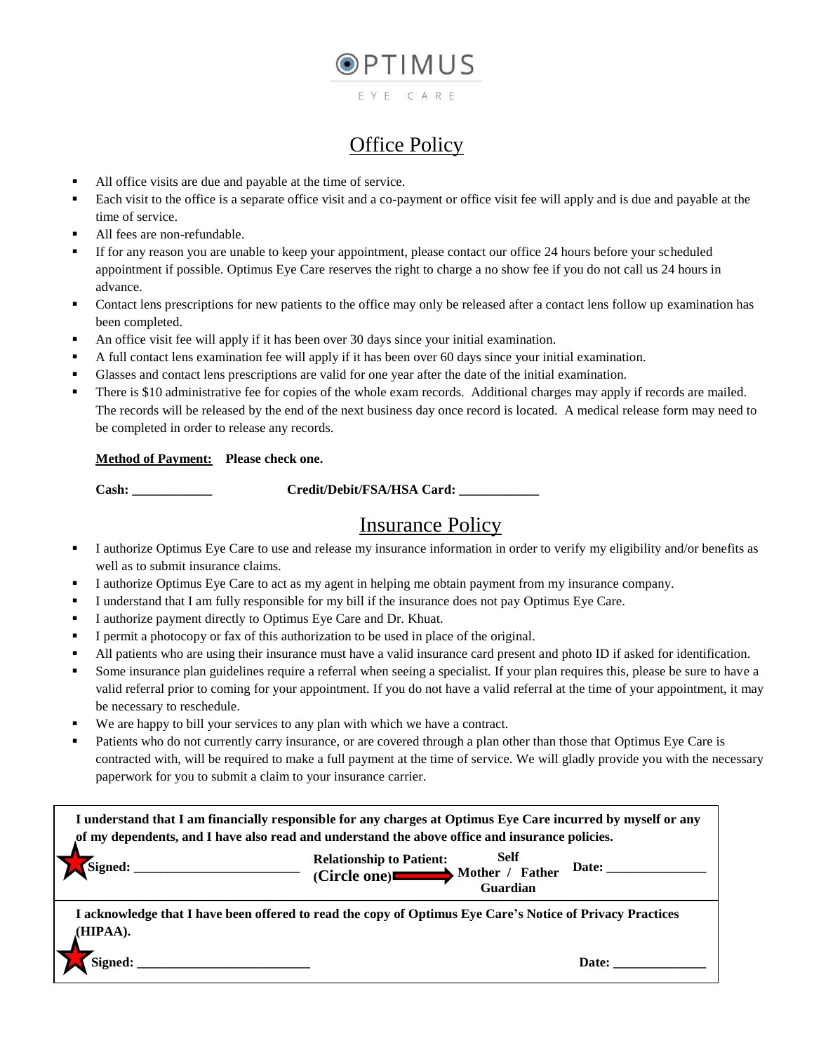OPTIMUS

EYE CARE

# Office Policy

- All office visits are due and payable at the time of service.
- Each visit to the office is a separate office visit and a co-payment or office visit fee will apply and is due and payable at the time of service.
- All fees are non-refundable.
- If for any reason you are unable to keep your appointment, please contact our office 24 hours before your scheduled appointment if possible. Optimus Eye Care reserves the right to charge a no show fee if you do not call us 24 hours in advance.
- Contact lens prescriptions for new patients to the office may only be released after a contact lens follow up examination has been completed.
- An office visit fee will apply if it has been over 30 days since your initial examination.
- A full contact lens examination fee will apply if it has been over 60 days since your initial examination.
- Glasses and contact lens prescriptions are valid for one year after the date of the initial examination.
- There is $10 administrative fee for copies of the whole exam records. Additional charges may apply if records are mailed. The records will be released by the end of the next business day once record is located. A medical release form may need to be completed in order to release any records.

**Method of Payment:** **Please check one.**

**Cash: ____________** **Credit/Debit/FSA/HSA Card: ____________**

# Insurance Policy

- I authorize Optimus Eye Care to use and release my insurance information in order to verify my eligibility and/or benefits as well as to submit insurance claims.
- I authorize Optimus Eye Care to act as my agent in helping me obtain payment from my insurance company.
- I understand that I am fully responsible for my bill if the insurance does not pay Optimus Eye Care.
- I authorize payment directly to Optimus Eye Care and Dr. Khuat.
- I permit a photocopy or fax of this authorization to be used in place of the original.
- All patients who are using their insurance must have a valid insurance card present and photo ID if asked for identification.
- Some insurance plan guidelines require a referral when seeing a specialist. If your plan requires this, please be sure to have a valid referral prior to coming for your appointment. If you do not have a valid referral at the time of your appointment, it may be necessary to reschedule.
- We are happy to bill your services to any plan with which we have a contract.
- Patients who do not currently carry insurance, or are covered through a plan other than those that Optimus Eye Care is contracted with, will be required to make a full payment at the time of service. We will gladly provide you with the necessary paperwork for you to submit a claim to your insurance carrier.

**I understand that I am financially responsible for any charges at Optimus Eye Care incurred by myself or any of my dependents, and I have also read and understand the above office and insurance policies.**

**Signed: ________________________** **Relationship to Patient: (Circle one)** **Self / Mother / Father / Guardian** **Date: _______________**

**I acknowledge that I have been offered to read the copy of Optimus Eye Care's Notice of Privacy Practices (HIPAA).**

**Signed: __________________________** **Date: ______________**